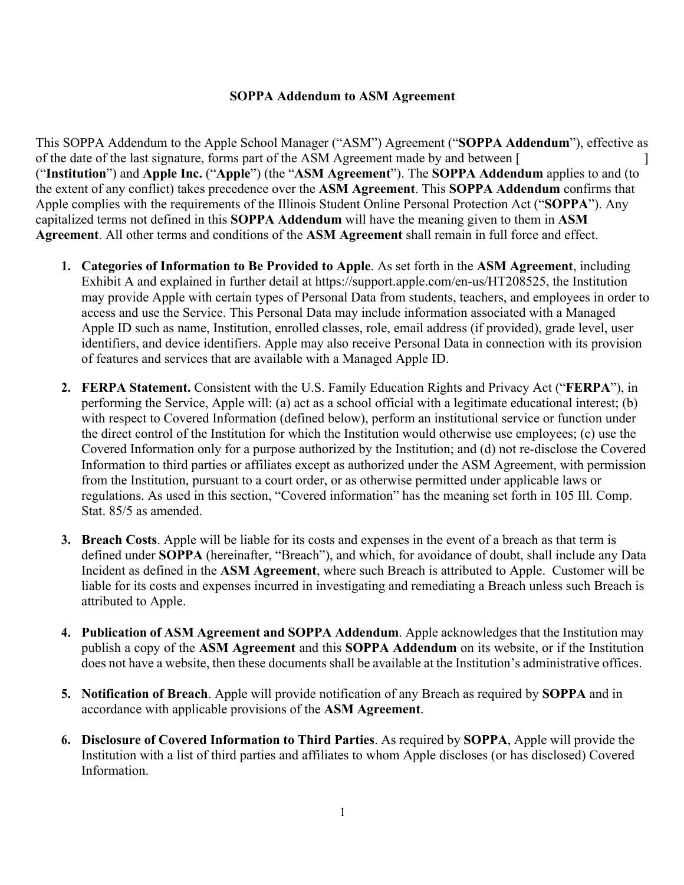**SOPPA Addendum to ASM Agreement**

This SOPPA Addendum to the Apple School Manager ("ASM") Agreement ("**SOPPA Addendum**"), effective as of the date of the last signature, forms part of the ASM Agreement made by and between [ ] ("**Institution**") and **Apple Inc.** ("**Apple**") (the "**ASM Agreement**"). The **SOPPA Addendum** applies to and (to the extent of any conflict) takes precedence over the **ASM Agreement**. This **SOPPA Addendum** confirms that Apple complies with the requirements of the Illinois Student Online Personal Protection Act ("**SOPPA**"). Any capitalized terms not defined in this **SOPPA Addendum** will have the meaning given to them in **ASM Agreement**. All other terms and conditions of the **ASM Agreement** shall remain in full force and effect.

1. **Categories of Information to Be Provided to Apple**. As set forth in the **ASM Agreement**, including Exhibit A and explained in further detail at https://support.apple.com/en-us/HT208525, the Institution may provide Apple with certain types of Personal Data from students, teachers, and employees in order to access and use the Service. This Personal Data may include information associated with a Managed Apple ID such as name, Institution, enrolled classes, role, email address (if provided), grade level, user identifiers, and device identifiers. Apple may also receive Personal Data in connection with its provision of features and services that are available with a Managed Apple ID.

2. **FERPA Statement.** Consistent with the U.S. Family Education Rights and Privacy Act ("**FERPA**"), in performing the Service, Apple will: (a) act as a school official with a legitimate educational interest; (b) with respect to Covered Information (defined below), perform an institutional service or function under the direct control of the Institution for which the Institution would otherwise use employees; (c) use the Covered Information only for a purpose authorized by the Institution; and (d) not re-disclose the Covered Information to third parties or affiliates except as authorized under the ASM Agreement, with permission from the Institution, pursuant to a court order, or as otherwise permitted under applicable laws or regulations. As used in this section, "Covered information" has the meaning set forth in 105 Ill. Comp. Stat. 85/5 as amended.

3. **Breach Costs**. Apple will be liable for its costs and expenses in the event of a breach as that term is defined under **SOPPA** (hereinafter, "Breach"), and which, for avoidance of doubt, shall include any Data Incident as defined in the **ASM Agreement**, where such Breach is attributed to Apple. Customer will be liable for its costs and expenses incurred in investigating and remediating a Breach unless such Breach is attributed to Apple.

4. **Publication of ASM Agreement and SOPPA Addendum**. Apple acknowledges that the Institution may publish a copy of the **ASM Agreement** and this **SOPPA Addendum** on its website, or if the Institution does not have a website, then these documents shall be available at the Institution's administrative offices.

5. **Notification of Breach**. Apple will provide notification of any Breach as required by **SOPPA** and in accordance with applicable provisions of the **ASM Agreement**.

6. **Disclosure of Covered Information to Third Parties**. As required by **SOPPA**, Apple will provide the Institution with a list of third parties and affiliates to whom Apple discloses (or has disclosed) Covered Information.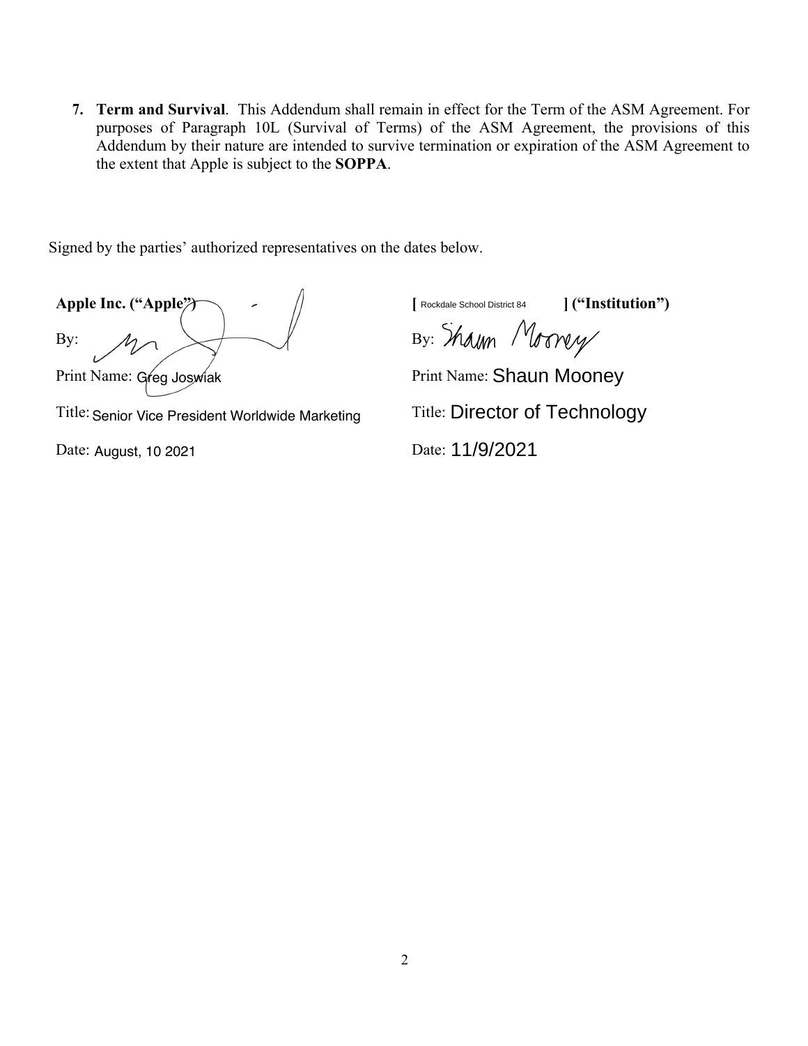7. **Term and Survival**. This Addendum shall remain in effect for the Term of the ASM Agreement. For purposes of Paragraph 10L (Survival of Terms) of the ASM Agreement, the provisions of this Addendum by their nature are intended to survive termination or expiration of the ASM Agreement to the extent that Apple is subject to the **SOPPA**.

Signed by the parties' authorized representatives on the dates below.

| | |
|---|---|
| **Apple Inc. ("Apple")** | **[** Rockdale School District 84 **] ("Institution")** |
| By: | By: Shaun Mooney |
| Print Name: Greg Joswiak | Print Name: Shaun Mooney |
| Title: Senior Vice President Worldwide Marketing | Title: Director of Technology |
| Date: August, 10 2021 | Date: 11/9/2021 |